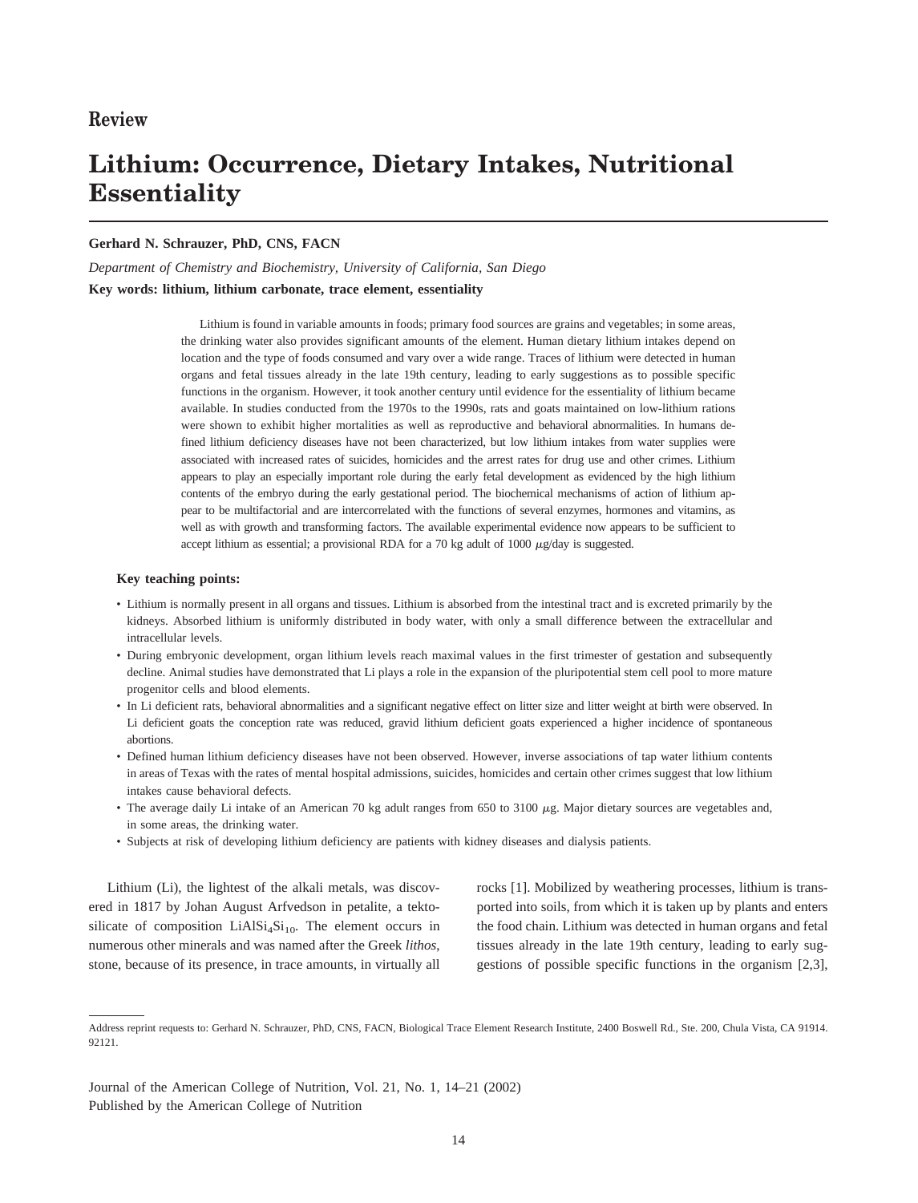Review

# Lithium: Occurrence, Dietary Intakes, Nutritional Essentiality

**Gerhard N. Schrauzer, PhD, CNS, FACN**

*Department of Chemistry and Biochemistry, University of California, San Diego*

**Key words: lithium, lithium carbonate, trace element, essentiality**

Lithium is found in variable amounts in foods; primary food sources are grains and vegetables; in some areas, the drinking water also provides significant amounts of the element. Human dietary lithium intakes depend on location and the type of foods consumed and vary over a wide range. Traces of lithium were detected in human organs and fetal tissues already in the late 19th century, leading to early suggestions as to possible specific functions in the organism. However, it took another century until evidence for the essentiality of lithium became available. In studies conducted from the 1970s to the 1990s, rats and goats maintained on low-lithium rations were shown to exhibit higher mortalities as well as reproductive and behavioral abnormalities. In humans defined lithium deficiency diseases have not been characterized, but low lithium intakes from water supplies were associated with increased rates of suicides, homicides and the arrest rates for drug use and other crimes. Lithium appears to play an especially important role during the early fetal development as evidenced by the high lithium contents of the embryo during the early gestational period. The biochemical mechanisms of action of lithium appear to be multifactorial and are intercorrelated with the functions of several enzymes, hormones and vitamins, as well as with growth and transforming factors. The available experimental evidence now appears to be sufficient to accept lithium as essential; a provisional RDA for a 70 kg adult of 1000 $\mu$g/day is suggested.

**Key teaching points:**

- Lithium is normally present in all organs and tissues. Lithium is absorbed from the intestinal tract and is excreted primarily by the kidneys. Absorbed lithium is uniformly distributed in body water, with only a small difference between the extracellular and intracellular levels.
- During embryonic development, organ lithium levels reach maximal values in the first trimester of gestation and subsequently decline. Animal studies have demonstrated that Li plays a role in the expansion of the pluripotential stem cell pool to more mature progenitor cells and blood elements.
- In Li deficient rats, behavioral abnormalities and a significant negative effect on litter size and litter weight at birth were observed. In Li deficient goats the conception rate was reduced, gravid lithium deficient goats experienced a higher incidence of spontaneous abortions.
- Defined human lithium deficiency diseases have not been observed. However, inverse associations of tap water lithium contents in areas of Texas with the rates of mental hospital admissions, suicides, homicides and certain other crimes suggest that low lithium intakes cause behavioral defects.
- The average daily Li intake of an American 70 kg adult ranges from 650 to 3100 $\mu$g. Major dietary sources are vegetables and, in some areas, the drinking water.
- Subjects at risk of developing lithium deficiency are patients with kidney diseases and dialysis patients.

Lithium (Li), the lightest of the alkali metals, was discovered in 1817 by Johan August Arfvedson in petalite, a tektosilicate of composition $LiAlSi_4Si_{10}$. The element occurs in numerous other minerals and was named after the Greek *lithos*, stone, because of its presence, in trace amounts, in virtually all rocks [1]. Mobilized by weathering processes, lithium is transported into soils, from which it is taken up by plants and enters the food chain. Lithium was detected in human organs and fetal tissues already in the late 19th century, leading to early suggestions of possible specific functions in the organism [2,3],

Address reprint requests to: Gerhard N. Schrauzer, PhD, CNS, FACN, Biological Trace Element Research Institute, 2400 Boswell Rd., Ste. 200, Chula Vista, CA 91914. 92121.

Published by the American College of Nutrition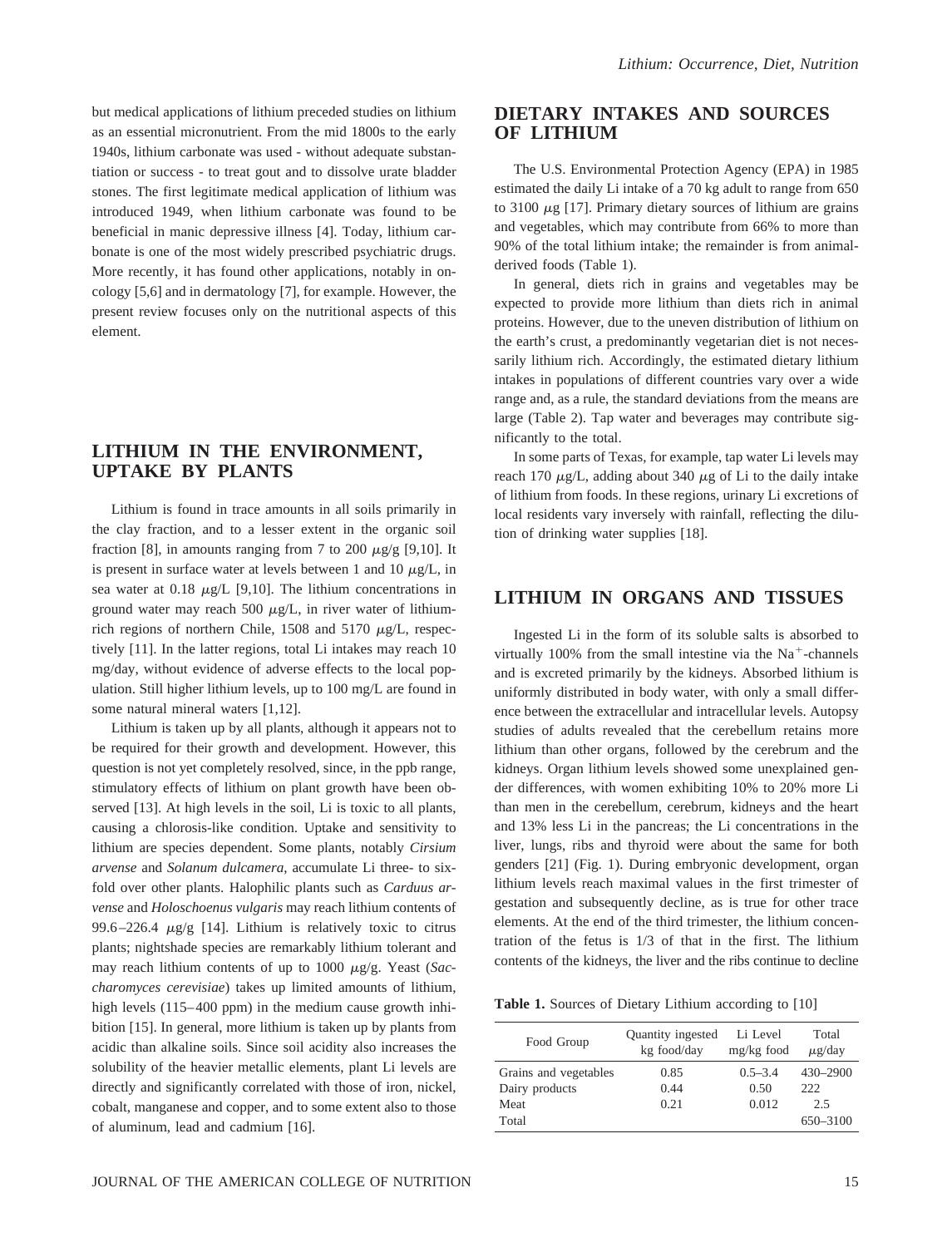but medical applications of lithium preceded studies on lithium as an essential micronutrient. From the mid 1800s to the early 1940s, lithium carbonate was used - without adequate substantiation or success - to treat gout and to dissolve urate bladder stones. The first legitimate medical application of lithium was introduced 1949, when lithium carbonate was found to be beneficial in manic depressive illness [4]. Today, lithium carbonate is one of the most widely prescribed psychiatric drugs. More recently, it has found other applications, notably in oncology [5,6] and in dermatology [7], for example. However, the present review focuses only on the nutritional aspects of this element.

## LITHIUM IN THE ENVIRONMENT, UPTAKE BY PLANTS

Lithium is found in trace amounts in all soils primarily in the clay fraction, and to a lesser extent in the organic soil fraction [8], in amounts ranging from 7 to 200 $\mu$g/g [9,10]. It is present in surface water at levels between 1 and 10 $\mu$g/L, in sea water at 0.18 $\mu$g/L [9,10]. The lithium concentrations in ground water may reach 500 $\mu$g/L, in river water of lithium-rich regions of northern Chile, 1508 and 5170 $\mu$g/L, respectively [11]. In the latter regions, total Li intakes may reach 10 mg/day, without evidence of adverse effects to the local population. Still higher lithium levels, up to 100 mg/L are found in some natural mineral waters [1,12].

Lithium is taken up by all plants, although it appears not to be required for their growth and development. However, this question is not yet completely resolved, since, in the ppb range, stimulatory effects of lithium on plant growth have been observed [13]. At high levels in the soil, Li is toxic to all plants, causing a chlorosis-like condition. Uptake and sensitivity to lithium are species dependent. Some plants, notably *Cirsium arvense* and *Solanum dulcamera*, accumulate Li three- to sixfold over other plants. Halophilic plants such as *Carduus arvense* and *Holoschoenus vulgaris* may reach lithium contents of 99.6–226.4 $\mu$g/g [14]. Lithium is relatively toxic to citrus plants; nightshade species are remarkably lithium tolerant and may reach lithium contents of up to 1000 $\mu$g/g. Yeast (*Saccharomyces cerevisiae*) takes up limited amounts of lithium, high levels (115–400 ppm) in the medium cause growth inhibition [15]. In general, more lithium is taken up by plants from acidic than alkaline soils. Since soil acidity also increases the solubility of the heavier metallic elements, plant Li levels are directly and significantly correlated with those of iron, nickel, cobalt, manganese and copper, and to some extent also to those of aluminum, lead and cadmium [16].

## DIETARY INTAKES AND SOURCES OF LITHIUM

The U.S. Environmental Protection Agency (EPA) in 1985 estimated the daily Li intake of a 70 kg adult to range from 650 to 3100 $\mu$g [17]. Primary dietary sources of lithium are grains and vegetables, which may contribute from 66% to more than 90% of the total lithium intake; the remainder is from animal-derived foods (Table 1).

In general, diets rich in grains and vegetables may be expected to provide more lithium than diets rich in animal proteins. However, due to the uneven distribution of lithium on the earth's crust, a predominantly vegetarian diet is not necessarily lithium rich. Accordingly, the estimated dietary lithium intakes in populations of different countries vary over a wide range and, as a rule, the standard deviations from the means are large (Table 2). Tap water and beverages may contribute significantly to the total.

In some parts of Texas, for example, tap water Li levels may reach 170 $\mu$g/L, adding about 340 $\mu$g of Li to the daily intake of lithium from foods. In these regions, urinary Li excretions of local residents vary inversely with rainfall, reflecting the dilution of drinking water supplies [18].

## LITHIUM IN ORGANS AND TISSUES

Ingested Li in the form of its soluble salts is absorbed to virtually 100% from the small intestine via the $Na^+$-channels and is excreted primarily by the kidneys. Absorbed lithium is uniformly distributed in body water, with only a small difference between the extracellular and intracellular levels. Autopsy studies of adults revealed that the cerebellum retains more lithium than other organs, followed by the cerebrum and the kidneys. Organ lithium levels showed some unexplained gender differences, with women exhibiting 10% to 20% more Li than men in the cerebellum, cerebrum, kidneys and the heart and 13% less Li in the pancreas; the Li concentrations in the liver, lungs, ribs and thyroid were about the same for both genders [21] (Fig. 1). During embryonic development, organ lithium levels reach maximal values in the first trimester of gestation and subsequently decline, as is true for other trace elements. At the end of the third trimester, the lithium concentration of the fetus is 1/3 of that in the first. The lithium contents of the kidneys, the liver and the ribs continue to decline

**Table 1.** Sources of Dietary Lithium according to [10]

| Food Group | Quantity ingested kg food/day | Li Level mg/kg food | Total $\mu$g/day |
|---|---|---|---|
| Grains and vegetables | 0.85 | 0.5–3.4 | 430–2900 |
| Dairy products | 0.44 | 0.50 | 222 |
| Meat | 0.21 | 0.012 | 2.5 |
| Total | | | 650–3100 |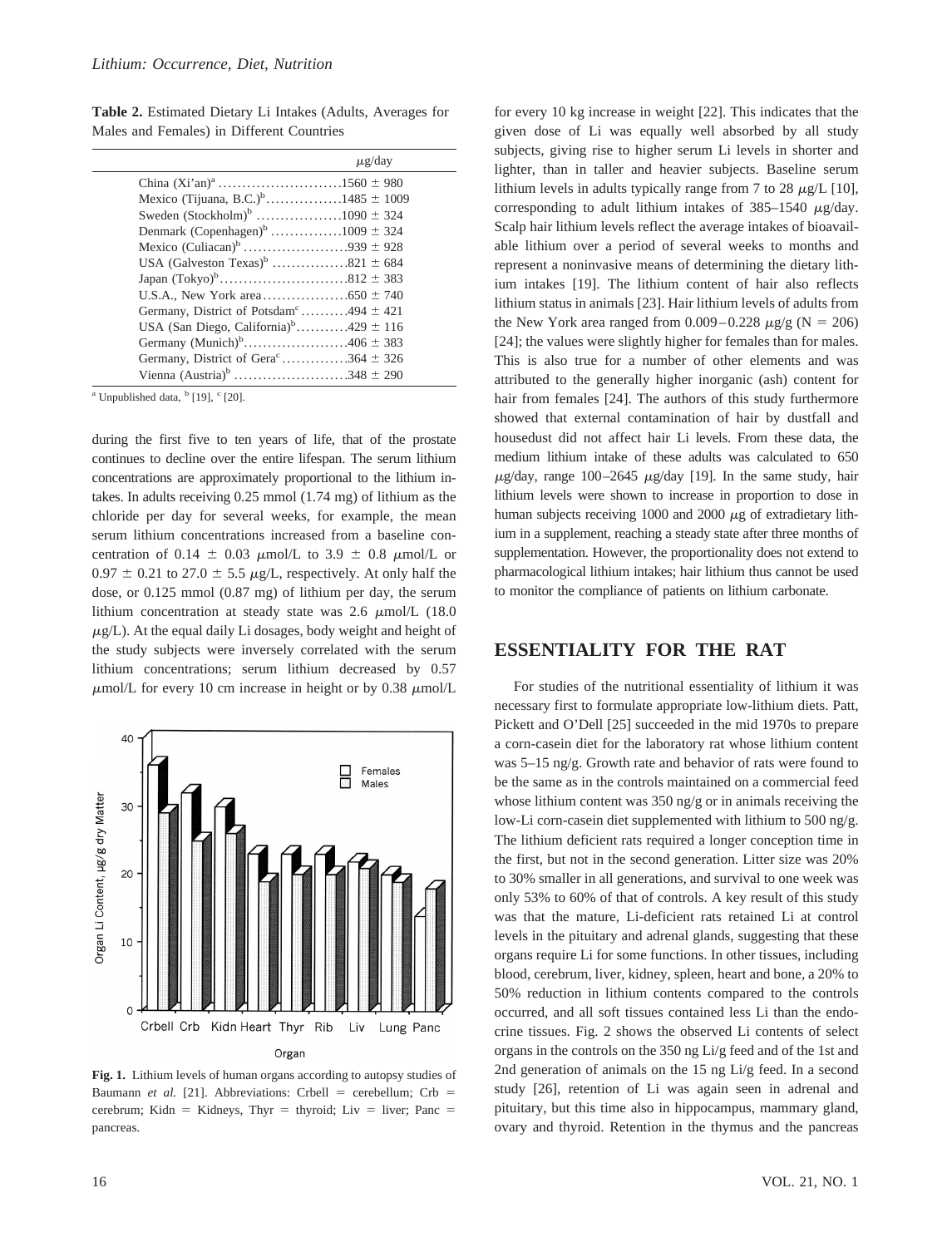**Table 2.** Estimated Dietary Li Intakes (Adults, Averages for Males and Females) in Different Countries

| | µg/day |
|---|---|
| China (Xi'an)[a] | 1560 ± 980 |
| Mexico (Tijuana, B.C.)[b] | 1485 ± 1009 |
| Sweden (Stockholm)[b] | 1090 ± 324 |
| Denmark (Copenhagen)[b] | 1009 ± 324 |
| Mexico (Culiacan)[b] | 939 ± 928 |
| USA (Galveston Texas)[b] | 821 ± 684 |
| Japan (Tokyo)[b] | 812 ± 383 |
| U.S.A., New York area | 650 ± 740 |
| Germany, District of Potsdam[c] | 494 ± 421 |
| USA (San Diego, California)[b] | 429 ± 116 |
| Germany (Munich)[b] | 406 ± 383 |
| Germany, District of Gera[c] | 364 ± 326 |
| Vienna (Austria)[b] | 348 ± 290 |

[a] Unpublished data, [b] [19], [c] [20].

during the first five to ten years of life, that of the prostate continues to decline over the entire lifespan. The serum lithium concentrations are approximately proportional to the lithium intakes. In adults receiving 0.25 mmol (1.74 mg) of lithium as the chloride per day for several weeks, for example, the mean serum lithium concentrations increased from a baseline concentration of 0.14 ± 0.03 µmol/L to 3.9 ± 0.8 µmol/L or 0.97 ± 0.21 to 27.0 ± 5.5 µg/L, respectively. At only half the dose, or 0.125 mmol (0.87 mg) of lithium per day, the serum lithium concentration at steady state was 2.6 µmol/L (18.0 µg/L). At the equal daily Li dosages, body weight and height of the study subjects were inversely correlated with the serum lithium concentrations; serum lithium decreased by 0.57 µmol/L for every 10 cm increase in height or by 0.38 µmol/L for every 10 kg increase in weight [22]. This indicates that the given dose of Li was equally well absorbed by all study subjects, giving rise to higher serum Li levels in shorter and lighter, than in taller and heavier subjects. Baseline serum lithium levels in adults typically range from 7 to 28 µg/L [10], corresponding to adult lithium intakes of 385–1540 µg/day. Scalp hair lithium levels reflect the average intakes of bioavailable lithium over a period of several weeks to months and represent a noninvasive means of determining the dietary lithium intakes [19]. The lithium content of hair also reflects lithium status in animals [23]. Hair lithium levels of adults from the New York area ranged from 0.009–0.228 µg/g (N = 206) [24]; the values were slightly higher for females than for males. This is also true for a number of other elements and was attributed to the generally higher inorganic (ash) content for hair from females [24]. The authors of this study furthermore showed that external contamination of hair by dustfall and housedust did not affect hair Li levels. From these data, the medium lithium intake of these adults was calculated to 650 µg/day, range 100–2645 µg/day [19]. In the same study, hair lithium levels were shown to increase in proportion to dose in human subjects receiving 1000 and 2000 µg of extradietary lithium in a supplement, reaching a steady state after three months of supplementation. However, the proportionality does not extend to pharmacological lithium intakes; hair lithium thus cannot be used to monitor the compliance of patients on lithium carbonate.

**Fig. 1.** Lithium levels of human organs according to autopsy studies of Baumann *et al.* [21]. Abbreviations: Crbell = cerebellum; Crb = cerebrum; Kidn = Kidneys, Thyr = thyroid; Liv = liver; Panc = pancreas.

## ESSENTIALITY FOR THE RAT

For studies of the nutritional essentiality of lithium it was necessary first to formulate appropriate low-lithium diets. Patt, Pickett and O'Dell [25] succeeded in the mid 1970s to prepare a corn-casein diet for the laboratory rat whose lithium content was 5–15 ng/g. Growth rate and behavior of rats were found to be the same as in the controls maintained on a commercial feed whose lithium content was 350 ng/g or in animals receiving the low-Li corn-casein diet supplemented with lithium to 500 ng/g. The lithium deficient rats required a longer conception time in the first, but not in the second generation. Litter size was 20% to 30% smaller in all generations, and survival to one week was only 53% to 60% of that of controls. A key result of this study was that the mature, Li-deficient rats retained Li at control levels in the pituitary and adrenal glands, suggesting that these organs require Li for some functions. In other tissues, including blood, cerebrum, liver, kidney, spleen, heart and bone, a 20% to 50% reduction in lithium contents compared to the controls occurred, and all soft tissues contained less Li than the endocrine tissues. Fig. 2 shows the observed Li contents of select organs in the controls on the 350 ng Li/g feed and of the 1st and 2nd generation of animals on the 15 ng Li/g feed. In a second study [26], retention of Li was again seen in adrenal and pituitary, but this time also in hippocampus, mammary gland, ovary and thyroid. Retention in the thymus and the pancreas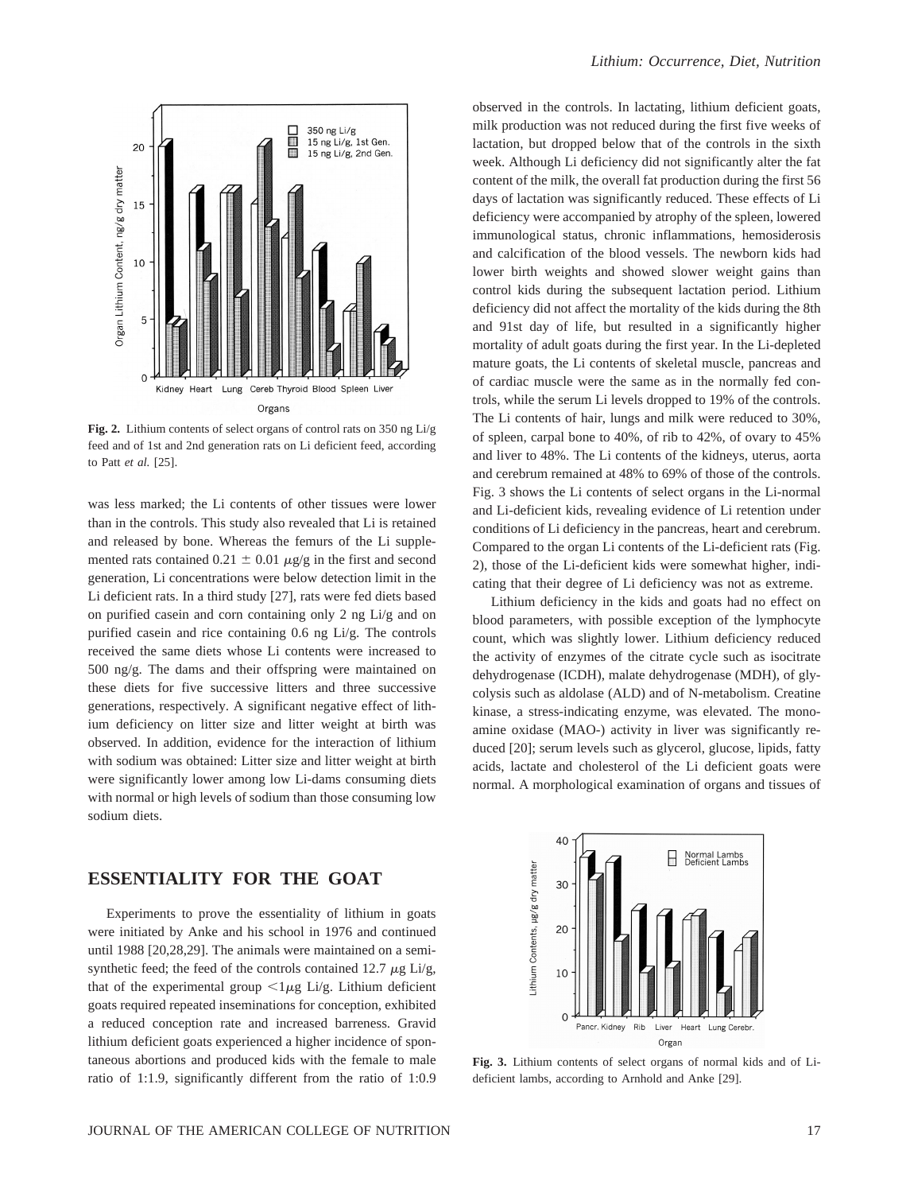Fig. 2. Lithium contents of select organs of control rats on 350 ng Li/g feed and of 1st and 2nd generation rats on Li deficient feed, according to Patt *et al.* [25].

was less marked; the Li contents of other tissues were lower than in the controls. This study also revealed that Li is retained and released by bone. Whereas the femurs of the Li supplemented rats contained 0.21 ± 0.01 $\mu$g/g in the first and second generation, Li concentrations were below detection limit in the Li deficient rats. In a third study [27], rats were fed diets based on purified casein and corn containing only 2 ng Li/g and on purified casein and rice containing 0.6 ng Li/g. The controls received the same diets whose Li contents were increased to 500 ng/g. The dams and their offspring were maintained on these diets for five successive litters and three successive generations, respectively. A significant negative effect of lithium deficiency on litter size and litter weight at birth was observed. In addition, evidence for the interaction of lithium with sodium was obtained: Litter size and litter weight at birth were significantly lower among low Li-dams consuming diets with normal or high levels of sodium than those consuming low sodium diets.

## ESSENTIALITY FOR THE GOAT

Experiments to prove the essentiality of lithium in goats were initiated by Anke and his school in 1976 and continued until 1988 [20,28,29]. The animals were maintained on a semisynthetic feed; the feed of the controls contained 12.7 $\mu$g Li/g, that of the experimental group <1$\mu$g Li/g. Lithium deficient goats required repeated inseminations for conception, exhibited a reduced conception rate and increased barreness. Gravid lithium deficient goats experienced a higher incidence of spontaneous abortions and produced kids with the female to male ratio of 1:1.9, significantly different from the ratio of 1:0.9 observed in the controls. In lactating, lithium deficient goats, milk production was not reduced during the first five weeks of lactation, but dropped below that of the controls in the sixth week. Although Li deficiency did not significantly alter the fat content of the milk, the overall fat production during the first 56 days of lactation was significantly reduced. These effects of Li deficiency were accompanied by atrophy of the spleen, lowered immunological status, chronic inflammations, hemosiderosis and calcification of the blood vessels. The newborn kids had lower birth weights and showed slower weight gains than control kids during the subsequent lactation period. Lithium deficiency did not affect the mortality of the kids during the 8th and 91st day of life, but resulted in a significantly higher mortality of adult goats during the first year. In the Li-depleted mature goats, the Li contents of skeletal muscle, pancreas and of cardiac muscle were the same as in the normally fed controls, while the serum Li levels dropped to 19% of the controls. The Li contents of hair, lungs and milk were reduced to 30%, of spleen, carpal bone to 40%, of rib to 42%, of ovary to 45% and liver to 48%. The Li contents of the kidneys, uterus, aorta and cerebrum remained at 48% to 69% of those of the controls. Fig. 3 shows the Li contents of select organs in the Li-normal and Li-deficient kids, revealing evidence of Li retention under conditions of Li deficiency in the pancreas, heart and cerebrum. Compared to the organ Li contents of the Li-deficient rats (Fig. 2), those of the Li-deficient kids were somewhat higher, indicating that their degree of Li deficiency was not as extreme.

Lithium deficiency in the kids and goats had no effect on blood parameters, with possible exception of the lymphocyte count, which was slightly lower. Lithium deficiency reduced the activity of enzymes of the citrate cycle such as isocitrate dehydrogenase (ICDH), malate dehydrogenase (MDH), of glycolysis such as aldolase (ALD) and of N-metabolism. Creatine kinase, a stress-indicating enzyme, was elevated. The monoamine oxidase (MAO-) activity in liver was significantly reduced [20]; serum levels such as glycerol, glucose, lipids, fatty acids, lactate and cholesterol of the Li deficient goats were normal. A morphological examination of organs and tissues of

Fig. 3. Lithium contents of select organs of normal kids and of Li-deficient lambs, according to Arnhold and Anke [29].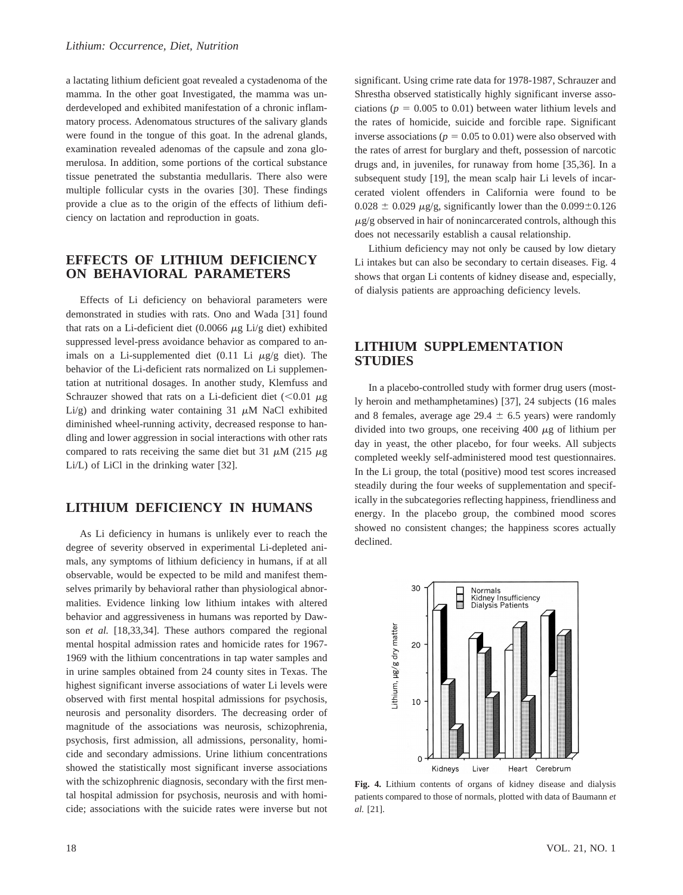a lactating lithium deficient goat revealed a cystadenoma of the mamma. In the other goat Investigated, the mamma was underdeveloped and exhibited manifestation of a chronic inflammatory process. Adenomatous structures of the salivary glands were found in the tongue of this goat. In the adrenal glands, examination revealed adenomas of the capsule and zona glomerulosa. In addition, some portions of the cortical substance tissue penetrated the substantia medullaris. There also were multiple follicular cysts in the ovaries [30]. These findings provide a clue as to the origin of the effects of lithium deficiency on lactation and reproduction in goats.

## EFFECTS OF LITHIUM DEFICIENCY ON BEHAVIORAL PARAMETERS

Effects of Li deficiency on behavioral parameters were demonstrated in studies with rats. Ono and Wada [31] found that rats on a Li-deficient diet (0.0066 $\mu$g Li/g diet) exhibited suppressed level-press avoidance behavior as compared to animals on a Li-supplemented diet (0.11 Li $\mu$g/g diet). The behavior of the Li-deficient rats normalized on Li supplementation at nutritional dosages. In another study, Klemfuss and Schrauzer showed that rats on a Li-deficient diet ($<$0.01 $\mu$g Li/g) and drinking water containing 31 $\mu$M NaCl exhibited diminished wheel-running activity, decreased response to handling and lower aggression in social interactions with other rats compared to rats receiving the same diet but 31 $\mu$M (215 $\mu$g Li/L) of LiCl in the drinking water [32].

## LITHIUM DEFICIENCY IN HUMANS

As Li deficiency in humans is unlikely ever to reach the degree of severity observed in experimental Li-depleted animals, any symptoms of lithium deficiency in humans, if at all observable, would be expected to be mild and manifest themselves primarily by behavioral rather than physiological abnormalities. Evidence linking low lithium intakes with altered behavior and aggressiveness in humans was reported by Dawson *et al.* [18,33,34]. These authors compared the regional mental hospital admission rates and homicide rates for 1967-1969 with the lithium concentrations in tap water samples and in urine samples obtained from 24 county sites in Texas. The highest significant inverse associations of water Li levels were observed with first mental hospital admissions for psychosis, neurosis and personality disorders. The decreasing order of magnitude of the associations was neurosis, schizophrenia, psychosis, first admission, all admissions, personality, homicide and secondary admissions. Urine lithium concentrations showed the statistically most significant inverse associations with the schizophrenic diagnosis, secondary with the first mental hospital admission for psychosis, neurosis and with homicide; associations with the suicide rates were inverse but not significant. Using crime rate data for 1978-1987, Schrauzer and Shrestha observed statistically highly significant inverse associations ($p = 0.005$ to 0.01) between water lithium levels and the rates of homicide, suicide and forcible rape. Significant inverse associations ($p = 0.05$ to 0.01) were also observed with the rates of arrest for burglary and theft, possession of narcotic drugs and, in juveniles, for runaway from home [35,36]. In a subsequent study [19], the mean scalp hair Li levels of incarcerated violent offenders in California were found to be $0.028 \pm 0.029$ $\mu$g/g, significantly lower than the $0.099 \pm 0.126$ $\mu$g/g observed in hair of nonincarcerated controls, although this does not necessarily establish a causal relationship.

Lithium deficiency may not only be caused by low dietary Li intakes but can also be secondary to certain diseases. Fig. 4 shows that organ Li contents of kidney disease and, especially, of dialysis patients are approaching deficiency levels.

## LITHIUM SUPPLEMENTATION STUDIES

In a placebo-controlled study with former drug users (mostly heroin and methamphetamines) [37], 24 subjects (16 males and 8 females, average age $29.4 \pm 6.5$ years) were randomly divided into two groups, one receiving 400 $\mu$g of lithium per day in yeast, the other placebo, for four weeks. All subjects completed weekly self-administered mood test questionnaires. In the Li group, the total (positive) mood test scores increased steadily during the four weeks of supplementation and specifically in the subcategories reflecting happiness, friendliness and energy. In the placebo group, the combined mood scores showed no consistent changes; the happiness scores actually declined.

**Fig. 4.** Lithium contents of organs of kidney disease and dialysis patients compared to those of normals, plotted with data of Baumann *et al.* [21].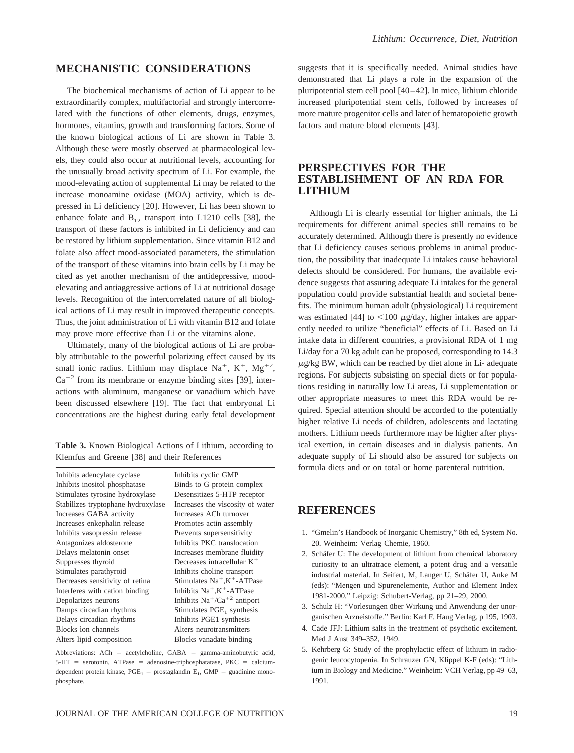## MECHANISTIC CONSIDERATIONS

The biochemical mechanisms of action of Li appear to be extraordinarily complex, multifactorial and strongly intercorrelated with the functions of other elements, drugs, enzymes, hormones, vitamins, growth and transforming factors. Some of the known biological actions of Li are shown in Table 3. Although these were mostly observed at pharmacological levels, they could also occur at nutritional levels, accounting for the unusually broad activity spectrum of Li. For example, the mood-elevating action of supplemental Li may be related to the increase monoamine oxidase (MOA) activity, which is depressed in Li deficiency [20]. However, Li has been shown to enhance folate and $B_{12}$ transport into L1210 cells [38], the transport of these factors is inhibited in Li deficiency and can be restored by lithium supplementation. Since vitamin B12 and folate also affect mood-associated parameters, the stimulation of the transport of these vitamins into brain cells by Li may be cited as yet another mechanism of the antidepressive, mood-elevating and antiaggressive actions of Li at nutritional dosage levels. Recognition of the intercorrelated nature of all biological actions of Li may result in improved therapeutic concepts. Thus, the joint administration of Li with vitamin B12 and folate may prove more effective than Li or the vitamins alone.

Ultimately, many of the biological actions of Li are probably attributable to the powerful polarizing effect caused by its small ionic radius. Lithium may displace $Na^{+}$, $K^{+}$, $Mg^{+2}$, $Ca^{+2}$ from its membrane or enzyme binding sites [39], interactions with aluminum, manganese or vanadium which have been discussed elsewhere [19]. The fact that embryonal Li concentrations are the highest during early fetal development suggests that it is specifically needed. Animal studies have demonstrated that Li plays a role in the expansion of the pluripotential stem cell pool [40–42]. In mice, lithium chloride increased pluripotential stem cells, followed by increases of more mature progenitor cells and later of hematopoietic growth factors and mature blood elements [43].

**Table 3.** Known Biological Actions of Lithium, according to Klemfus and Greene [38] and their References

| | |
|---|---|
| Inhibits adencylate cyclase | Inhibits cyclic GMP |
| Inhibits inositol phosphatase | Binds to G protein complex |
| Stimulates tyrosine hydroxylase | Desensitizes 5-HTP receptor |
| Stabilizes tryptophane hydroxylase | Increases the viscosity of water |
| Increases GABA activity | Increases ACh turnover |
| Increases enkephalin release | Promotes actin assembly |
| Inhibits vasopressin release | Prevents supersensitivity |
| Antagonizes aldosterone | Inhibits PKC translocation |
| Delays melatonin onset | Increases membrane fluidity |
| Suppresses thyroid | Decreases intracellular $K^{+}$ |
| Stimulates parathyroid | Inhibits choline transport |
| Decreases sensitivity of retina | Stimulates $Na^{+}$,$K^{+}$-ATPase |
| Interferes with cation binding | Inhibits $Na^{+}$,$K^{+}$-ATPase |
| Depolarizes neurons | Inhibits $Na^{+}$/$Ca^{+2}$ antiport |
| Damps circadian rhythms | Stimulates $PGE_1$ synthesis |
| Delays circadian rhythms | Inhibits PGE1 synthesis |
| Blocks ion channels | Alters neurotransmitters |
| Alters lipid composition | Blocks vanadate binding |

Abbreviations: ACh = acetylcholine, GABA = gamma-aminobutyric acid, 5-HT = serotonin, ATPase = adenosine-triphosphatatase, PKC = calcium-dependent protein kinase, $PGE_1$ = prostaglandin $E_1$, GMP = guadinine monophosphate.

## PERSPECTIVES FOR THE ESTABLISHMENT OF AN RDA FOR LITHIUM

Although Li is clearly essential for higher animals, the Li requirements for different animal species still remains to be accurately determined. Although there is presently no evidence that Li deficiency causes serious problems in animal production, the possibility that inadequate Li intakes cause behavioral defects should be considered. For humans, the available evidence suggests that assuring adequate Li intakes for the general population could provide substantial health and societal benefits. The minimum human adult (physiological) Li requirement was estimated [44] to <100 $\mu$g/day, higher intakes are apparently needed to utilize "beneficial" effects of Li. Based on Li intake data in different countries, a provisional RDA of 1 mg Li/day for a 70 kg adult can be proposed, corresponding to 14.3 $\mu$g/kg BW, which can be reached by diet alone in Li- adequate regions. For subjects subsisting on special diets or for populations residing in naturally low Li areas, Li supplementation or other appropriate measures to meet this RDA would be required. Special attention should be accorded to the potentially higher relative Li needs of children, adolescents and lactating mothers. Lithium needs furthermore may be higher after physical exertion, in certain diseases and in dialysis patients. An adequate supply of Li should also be assured for subjects on formula diets and or on total or home parenteral nutrition.

## REFERENCES

1. "Gmelin's Handbook of Inorganic Chemistry," 8th ed, System No. 20. Weinheim: Verlag Chemie, 1960.
2. Schäfer U: The development of lithium from chemical laboratory curiosity to an ultratrace element, a potent drug and a versatile industrial material. In Seifert, M, Langer U, Schäfer U, Anke M (eds): "Mengen und Spurenelemente, Author and Element Index 1981-2000." Leipzig: Schubert-Verlag, pp 21–29, 2000.
3. Schulz H: "Vorlesungen über Wirkung und Anwendung der unorganischen Arzneistoffe." Berlin: Karl F. Haug Verlag, p 195, 1903.
4. Cade JFJ: Lithium salts in the treatment of psychotic excitement. Med J Aust 349–352, 1949.
5. Kehrberg G: Study of the prophylactic effect of lithium in radiogenic leucocytopenia. In Schrauzer GN, Klippel K-F (eds): "Lithium in Biology and Medicine." Weinheim: VCH Verlag, pp 49–63, 1991.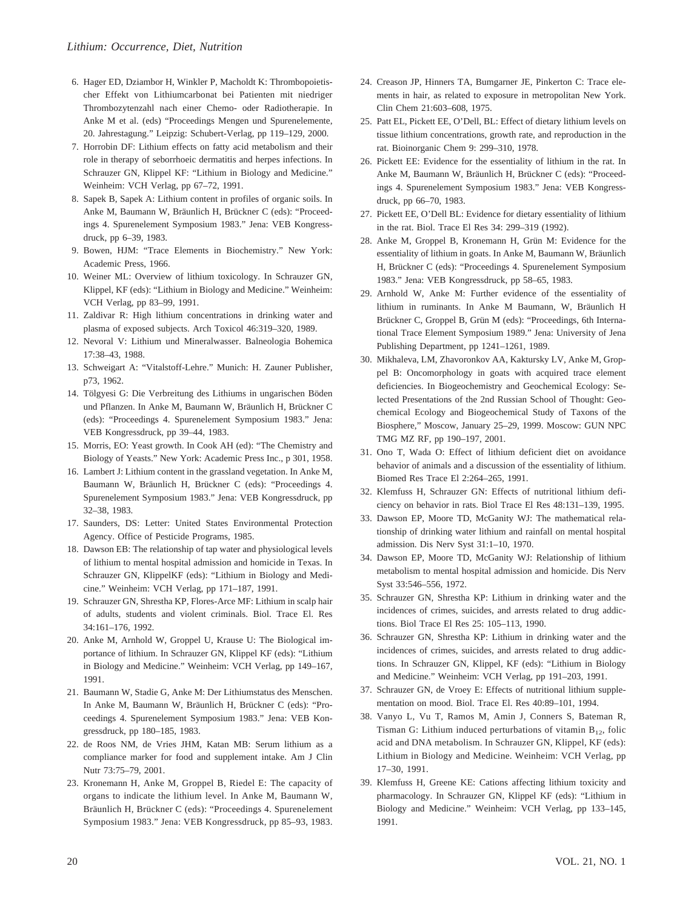6. Hager ED, Dziambor H, Winkler P, Macholdt K: Thrombopoietischer Effekt von Lithiumcarbonat bei Patienten mit niedriger Thrombozytenzahl nach einer Chemo- oder Radiotherapie. In Anke M et al. (eds) "Proceedings Mengen und Spurenelemente, 20. Jahrestagung." Leipzig: Schubert-Verlag, pp 119–129, 2000.
7. Horrobin DF: Lithium effects on fatty acid metabolism and their role in therapy of seborrhoeic dermatitis and herpes infections. In Schrauzer GN, Klippel KF: "Lithium in Biology and Medicine." Weinheim: VCH Verlag, pp 67–72, 1991.
8. Sapek B, Sapek A: Lithium content in profiles of organic soils. In Anke M, Baumann W, Bräunlich H, Brückner C (eds): "Proceedings 4. Spurenelement Symposium 1983." Jena: VEB Kongressdruck, pp 6–39, 1983.
9. Bowen, HJM: "Trace Elements in Biochemistry." New York: Academic Press, 1966.
10. Weiner ML: Overview of lithium toxicology. In Schrauzer GN, Klippel, KF (eds): "Lithium in Biology and Medicine." Weinheim: VCH Verlag, pp 83–99, 1991.
11. Zaldivar R: High lithium concentrations in drinking water and plasma of exposed subjects. Arch Toxicol 46:319–320, 1989.
12. Nevoral V: Lithium und Mineralwasser. Balneologia Bohemica 17:38–43, 1988.
13. Schweigart A: "Vitalstoff-Lehre." Munich: H. Zauner Publisher, p73, 1962.
14. Tölgyesi G: Die Verbreitung des Lithiums in ungarischen Böden und Pflanzen. In Anke M, Baumann W, Bräunlich H, Brückner C (eds): "Proceedings 4. Spurenelement Symposium 1983." Jena: VEB Kongressdruck, pp 39–44, 1983.
15. Morris, EO: Yeast growth. In Cook AH (ed): "The Chemistry and Biology of Yeasts." New York: Academic Press Inc., p 301, 1958.
16. Lambert J: Lithium content in the grassland vegetation. In Anke M, Baumann W, Bräunlich H, Brückner C (eds): "Proceedings 4. Spurenelement Symposium 1983." Jena: VEB Kongressdruck, pp 32–38, 1983.
17. Saunders, DS: Letter: United States Environmental Protection Agency. Office of Pesticide Programs, 1985.
18. Dawson EB: The relationship of tap water and physiological levels of lithium to mental hospital admission and homicide in Texas. In Schrauzer GN, KlippelKF (eds): "Lithium in Biology and Medicine." Weinheim: VCH Verlag, pp 171–187, 1991.
19. Schrauzer GN, Shrestha KP, Flores-Arce MF: Lithium in scalp hair of adults, students and violent criminals. Biol. Trace El. Res 34:161–176, 1992.
20. Anke M, Arnhold W, Groppel U, Krause U: The Biological importance of lithium. In Schrauzer GN, Klippel KF (eds): "Lithium in Biology and Medicine." Weinheim: VCH Verlag, pp 149–167, 1991.
21. Baumann W, Stadie G, Anke M: Der Lithiumstatus des Menschen. In Anke M, Baumann W, Bräunlich H, Brückner C (eds): "Proceedings 4. Spurenelement Symposium 1983." Jena: VEB Kongressdruck, pp 180–185, 1983.
22. de Roos NM, de Vries JHM, Katan MB: Serum lithium as a compliance marker for food and supplement intake. Am J Clin Nutr 73:75–79, 2001.
23. Kronemann H, Anke M, Groppel B, Riedel E: The capacity of organs to indicate the lithium level. In Anke M, Baumann W, Bräunlich H, Brückner C (eds): "Proceedings 4. Spurenelement Symposium 1983." Jena: VEB Kongressdruck, pp 85–93, 1983.
24. Creason JP, Hinners TA, Bumgarner JE, Pinkerton C: Trace elements in hair, as related to exposure in metropolitan New York. Clin Chem 21:603–608, 1975.
25. Patt EL, Pickett EE, O'Dell, BL: Effect of dietary lithium levels on tissue lithium concentrations, growth rate, and reproduction in the rat. Bioinorganic Chem 9: 299–310, 1978.
26. Pickett EE: Evidence for the essentiality of lithium in the rat. In Anke M, Baumann W, Bräunlich H, Brückner C (eds): "Proceedings 4. Spurenelement Symposium 1983." Jena: VEB Kongressdruck, pp 66–70, 1983.
27. Pickett EE, O'Dell BL: Evidence for dietary essentiality of lithium in the rat. Biol. Trace El Res 34: 299–319 (1992).
28. Anke M, Groppel B, Kronemann H, Grün M: Evidence for the essentiality of lithium in goats. In Anke M, Baumann W, Bräunlich H, Brückner C (eds): "Proceedings 4. Spurenelement Symposium 1983." Jena: VEB Kongressdruck, pp 58–65, 1983.
29. Arnhold W, Anke M: Further evidence of the essentiality of lithium in ruminants. In Anke M Baumann, W, Bräunlich H Brückner C, Groppel B, Grün M (eds): "Proceedings, 6th International Trace Element Symposium 1989." Jena: University of Jena Publishing Department, pp 1241–1261, 1989.
30. Mikhaleva, LM, Zhavoronkov AA, Kaktursky LV, Anke M, Groppel B: Oncomorphology in goats with acquired trace element deficiencies. In Biogeochemistry and Geochemical Ecology: Selected Presentations of the 2nd Russian School of Thought: Geochemical Ecology and Biogeochemical Study of Taxons of the Biosphere," Moscow, January 25–29, 1999. Moscow: GUN NPC TMG MZ RF, pp 190–197, 2001.
31. Ono T, Wada O: Effect of lithium deficient diet on avoidance behavior of animals and a discussion of the essentiality of lithium. Biomed Res Trace El 2:264–265, 1991.
32. Klemfuss H, Schrauzer GN: Effects of nutritional lithium deficiency on behavior in rats. Biol Trace El Res 48:131–139, 1995.
33. Dawson EP, Moore TD, McGanity WJ: The mathematical relationship of drinking water lithium and rainfall on mental hospital admission. Dis Nerv Syst 31:1–10, 1970.
34. Dawson EP, Moore TD, McGanity WJ: Relationship of lithium metabolism to mental hospital admission and homicide. Dis Nerv Syst 33:546–556, 1972.
35. Schrauzer GN, Shrestha KP: Lithium in drinking water and the incidences of crimes, suicides, and arrests related to drug addictions. Biol Trace El Res 25: 105–113, 1990.
36. Schrauzer GN, Shrestha KP: Lithium in drinking water and the incidences of crimes, suicides, and arrests related to drug addictions. In Schrauzer GN, Klippel, KF (eds): "Lithium in Biology and Medicine." Weinheim: VCH Verlag, pp 191–203, 1991.
37. Schrauzer GN, de Vroey E: Effects of nutritional lithium supplementation on mood. Biol. Trace El. Res 40:89–101, 1994.
38. Vanyo L, Vu T, Ramos M, Amin J, Conners S, Bateman R, Tisman G: Lithium induced perturbations of vitamin $B_{12}$, folic acid and DNA metabolism. In Schrauzer GN, Klippel, KF (eds): Lithium in Biology and Medicine. Weinheim: VCH Verlag, pp 17–30, 1991.
39. Klemfuss H, Greene KE: Cations affecting lithium toxicity and pharmacology. In Schrauzer GN, Klippel KF (eds): "Lithium in Biology and Medicine." Weinheim: VCH Verlag, pp 133–145, 1991.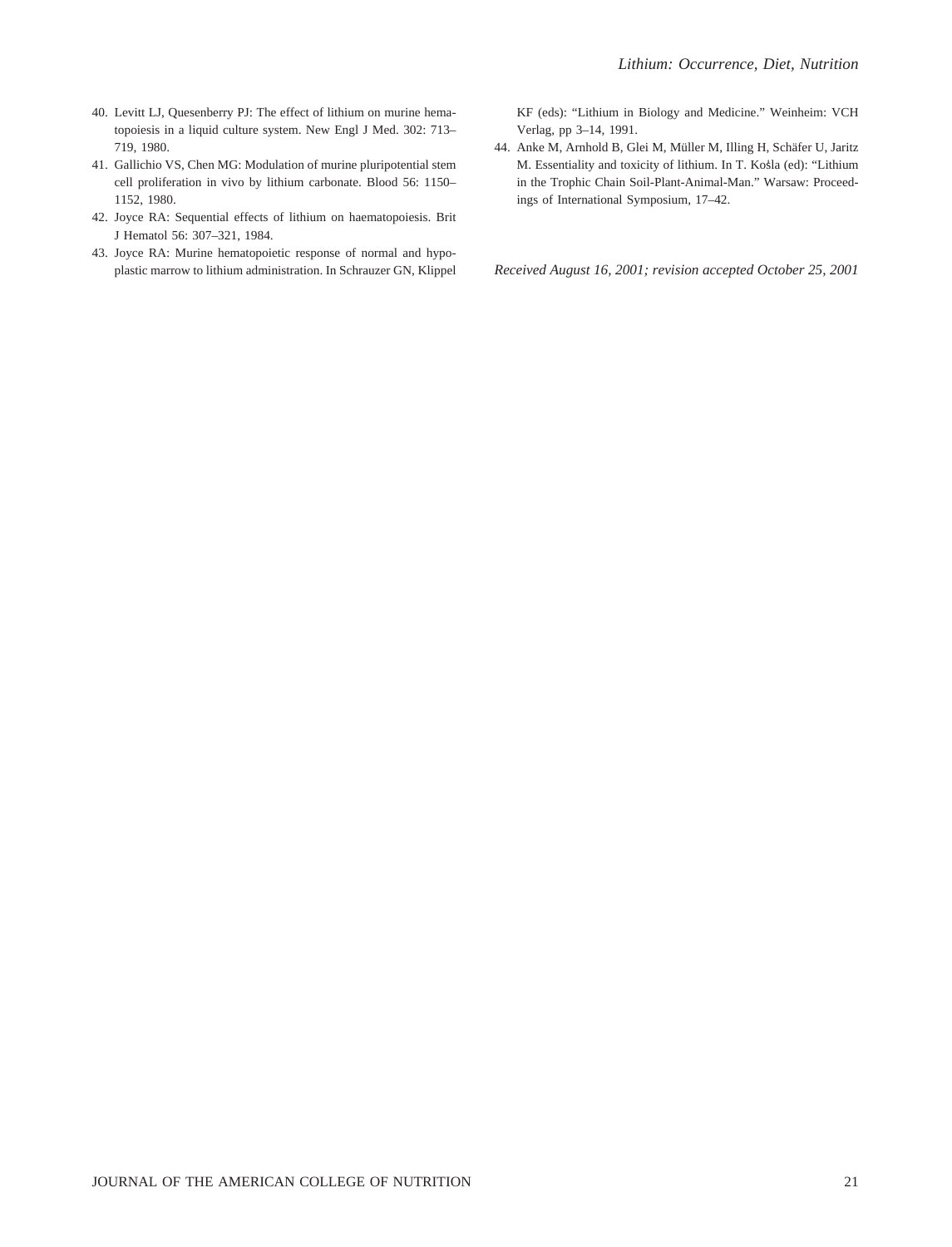40. Levitt LJ, Quesenberry PJ: The effect of lithium on murine hematopoiesis in a liquid culture system. New Engl J Med. 302: 713–719, 1980.
41. Gallichio VS, Chen MG: Modulation of murine pluripotential stem cell proliferation in vivo by lithium carbonate. Blood 56: 1150–1152, 1980.
42. Joyce RA: Sequential effects of lithium on haematopoiesis. Brit J Hematol 56: 307–321, 1984.
43. Joyce RA: Murine hematopoietic response of normal and hypoplastic marrow to lithium administration. In Schrauzer GN, Klippel KF (eds): "Lithium in Biology and Medicine." Weinheim: VCH Verlag, pp 3–14, 1991.
44. Anke M, Arnhold B, Glei M, Müller M, Illing H, Schäfer U, Jaritz M. Essentiality and toxicity of lithium. In T. Kośla (ed): "Lithium in the Trophic Chain Soil-Plant-Animal-Man." Warsaw: Proceedings of International Symposium, 17–42.

*Received August 16, 2001; revision accepted October 25, 2001*